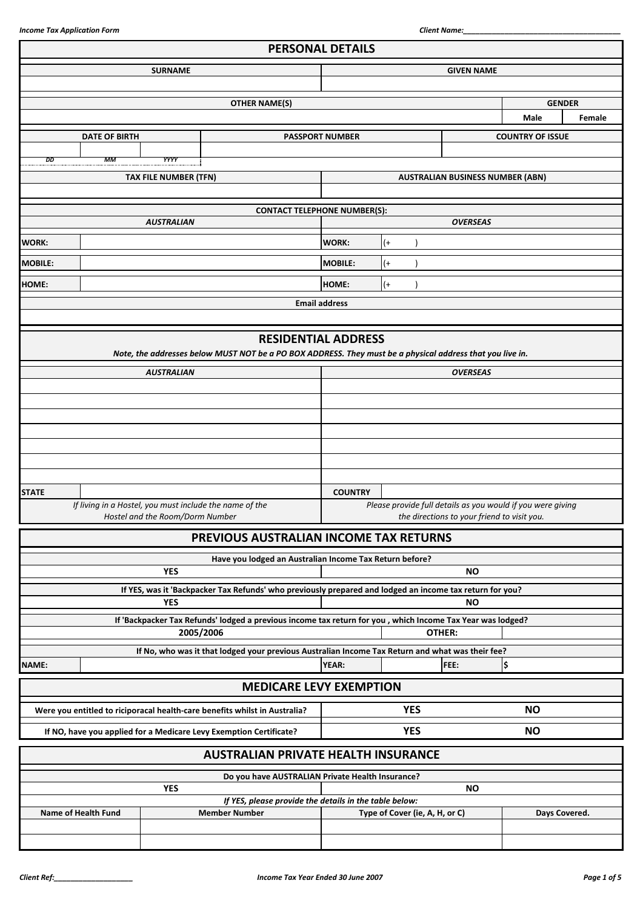## PERSONAL DETAILS

| SURNAME | GIVEN NAME |
| --- | --- |
| | |

| OTHER NAME(S) | GENDER | |
| --- | --- | --- |
| | Male | Female |

| DATE OF BIRTH | | | PASSPORT NUMBER | COUNTRY OF ISSUE |
| --- | --- | --- | --- | --- |
| | | | | |
| *DD* | *MM* | *YYYY* | | |

| TAX FILE NUMBER (TFN) | AUSTRALIAN BUSINESS NUMBER (ABN) |
| --- | --- |
| | |

**CONTACT TELEPHONE NUMBER(S):**

| *AUSTRALIAN* | | *OVERSEAS* | |
| --- | --- | --- | --- |
| WORK: | | WORK: | (+ ) |
| MOBILE: | | MOBILE: | (+ ) |
| HOME: | | HOME: | (+ ) |

| Email address |
| --- |
| |

## RESIDENTIAL ADDRESS

***Note, the addresses below MUST NOT be a PO BOX ADDRESS. They must be a physical address that you live in.***

| *AUSTRALIAN* | | *OVERSEAS* | |
| --- | --- | --- | --- |
| | | | |
| | | | |
| | | | |
| | | | |
| | | | |
| | | | |
| | | | |
| STATE | | COUNTRY | |
| *If living in a Hostel, you must include the name of the Hostel and the Room/Dorm Number* | | *Please provide full details as you would if you were giving the directions to your friend to visit you.* | |

## PREVIOUS AUSTRALIAN INCOME TAX RETURNS

| Have you lodged an Australian Income Tax Return before? | |
| --- | --- |
| YES | NO |

| If YES, was it 'Backpacker Tax Refunds' who previously prepared and lodged an income tax return for you? | |
| --- | --- |
| YES | NO |

| If 'Backpacker Tax Refunds' lodged a previous income tax return for you , which Income Tax Year was lodged? | | |
| --- | --- | --- |
| 2005/2006 | OTHER: | |

| If No, who was it that lodged your previous Australian Income Tax Return and what was their fee? | | | | | |
| --- | --- | --- | --- | --- | --- |
| NAME: | | YEAR: | | FEE: | $ |

## MEDICARE LEVY EXEMPTION

| | | |
| --- | --- | --- |
| Were you entitled to riciporacal health-care benefits whilst in Australia? | YES | NO |
| If NO, have you applied for a Medicare Levy Exemption Certificate? | YES | NO |

## AUSTRALIAN PRIVATE HEALTH INSURANCE

| Do you have AUSTRALIAN Private Health Insurance? | |
| --- | --- |
| YES | NO |

*If YES, please provide the details in the table below:*

| Name of Health Fund | Member Number | Type of Cover (ie, A, H, or C) | Days Covered. |
| --- | --- | --- | --- |
| | | | |
| | | | |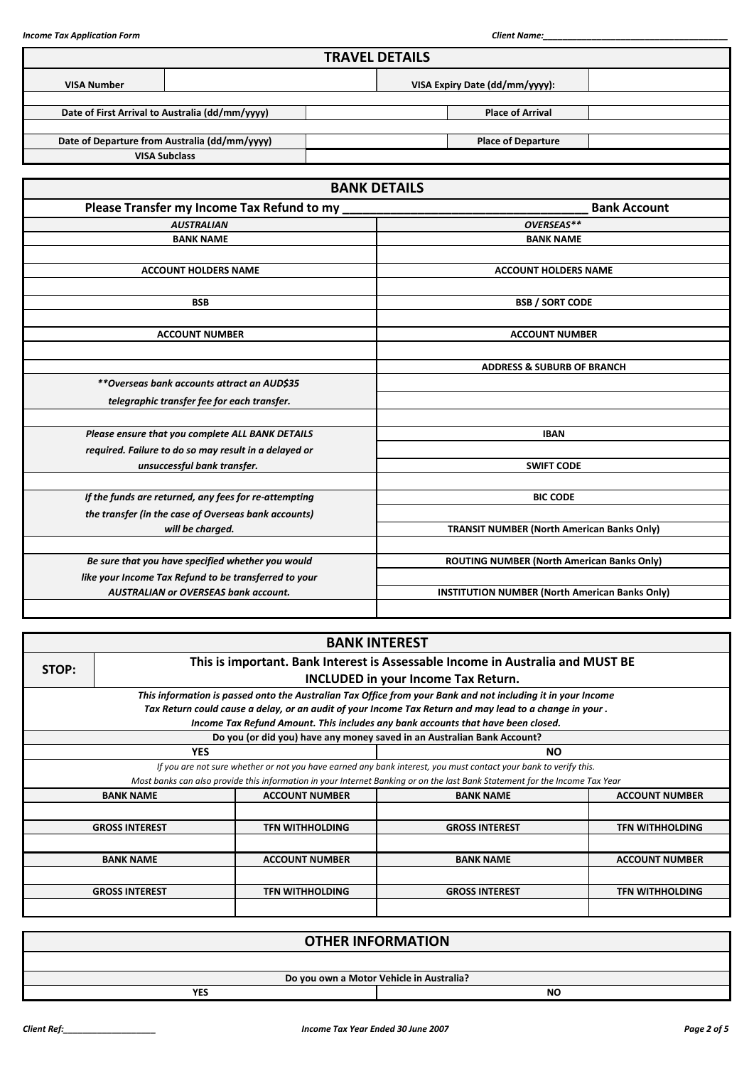## TRAVEL DETAILS

| VISA Number | | VISA Expiry Date (dd/mm/yyyy): | |
|---|---|---|---|

| Date of First Arrival to Australia (dd/mm/yyyy) | | Place of Arrival | |
|---|---|---|---|
| | | | |
| Date of Departure from Australia (dd/mm/yyyy) | | Place of Departure | |
| VISA Subclass | | | |

## BANK DETAILS

**Please Transfer my Income Tax Refund to my \_\_\_\_\_\_\_\_\_\_\_\_\_\_\_\_\_\_\_\_\_\_\_\_\_\_\_\_\_\_\_\_\_\_\_ Bank Account**

| *AUSTRALIAN* | *OVERSEAS\*\** |
|---|---|
| BANK NAME | BANK NAME |
| | |
| ACCOUNT HOLDERS NAME | ACCOUNT HOLDERS NAME |
| | |
| BSB | BSB / SORT CODE |
| | |
| ACCOUNT NUMBER | ACCOUNT NUMBER |
| | |
| | ADDRESS & SUBURB OF BRANCH |
| *\*\*Overseas bank accounts attract an AUD$35 telegraphic transfer fee for each transfer.* | |
| | |
| *Please ensure that you complete ALL BANK DETAILS required. Failure to do so may result in a delayed or unsuccessful bank transfer.* | IBAN |
| | SWIFT CODE |
| | |
| *If the funds are returned, any fees for re-attempting the transfer (in the case of Overseas bank accounts) will be charged.* | BIC CODE |
| | TRANSIT NUMBER (North American Banks Only) |
| | |
| *Be sure that you have specified whether you would like your Income Tax Refund to be transferred to your AUSTRALIAN or OVERSEAS bank account.* | ROUTING NUMBER (North American Banks Only) |
| | INSTITUTION NUMBER (North American Banks Only) |
| | |

## BANK INTEREST

**STOP: This is important. Bank Interest is Assessable Income in Australia and MUST BE INCLUDED in your Income Tax Return.**

*This information is passed onto the Australian Tax Office from your Bank and not including it in your Income Tax Return could cause a delay, or an audit of your Income Tax Return and may lead to a change in your . Income Tax Refund Amount. This includes any bank accounts that have been closed.*

**Do you (or did you) have any money saved in an Australian Bank Account?**

| YES | NO |
|---|---|

*If you are not sure whether or not you have earned any bank interest, you must contact your bank to verify this.*
*Most banks can also provide this information in your Internet Banking or on the last Bank Statement for the Income Tax Year*

| BANK NAME | ACCOUNT NUMBER | BANK NAME | ACCOUNT NUMBER |
|---|---|---|---|
| | | | |
| GROSS INTEREST | TFN WITHHOLDING | GROSS INTEREST | TFN WITHHOLDING |
| | | | |
| BANK NAME | ACCOUNT NUMBER | BANK NAME | ACCOUNT NUMBER |
| | | | |
| GROSS INTEREST | TFN WITHHOLDING | GROSS INTEREST | TFN WITHHOLDING |
| | | | |

## OTHER INFORMATION

**Do you own a Motor Vehicle in Australia?**

| YES | NO |
|---|---|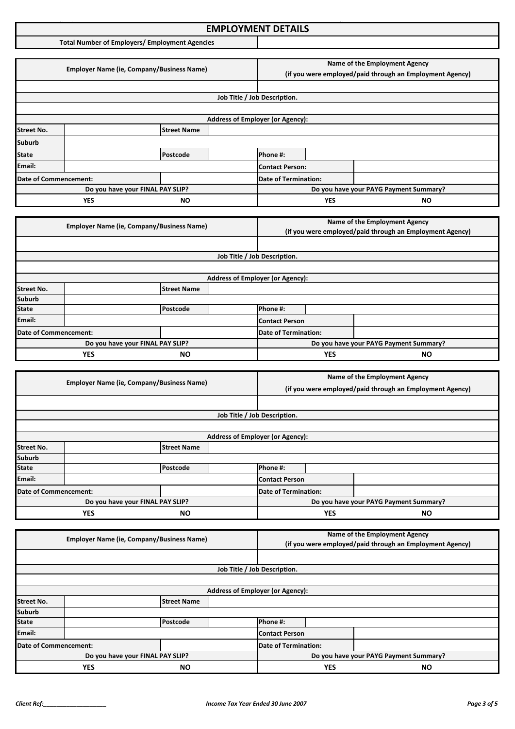## EMPLOYMENT DETAILS

| **Total Number of Employers/ Employment Agencies** | |
|---|---|

| **Employer Name (ie, Company/Business Name)** | | | | **Name of the Employment Agency (if you were employed/paid through an Employment Agency)** | | |
|---|---|---|---|---|---|---|
| | | | | | | |
| **Job Title / Job Description.** | | | | | | |
| | | | | | | |
| **Address of Employer (or Agency):** | | | | | | |
| **Street No.** | | **Street Name** | | | | |
| **Suburb** | | | | | | |
| **State** | | **Postcode** | | **Phone #:** | | |
| **Email:** | | | | **Contact Person:** | | |
| **Date of Commencement:** | | | | **Date of Termination:** | | |
| **Do you have your FINAL PAY SLIP?** | | | | **Do you have your PAYG Payment Summary?** | | |
| **YES** | | **NO** | | **YES** | | **NO** |

| **Employer Name (ie, Company/Business Name)** | | | | **Name of the Employment Agency (if you were employed/paid through an Employment Agency)** | | |
|---|---|---|---|---|---|---|
| | | | | | | |
| **Job Title / Job Description.** | | | | | | |
| | | | | | | |
| **Address of Employer (or Agency):** | | | | | | |
| **Street No.** | | **Street Name** | | | | |
| **Suburb** | | | | | | |
| **State** | | **Postcode** | | **Phone #:** | | |
| **Email:** | | | | **Contact Person** | | |
| **Date of Commencement:** | | | | **Date of Termination:** | | |
| **Do you have your FINAL PAY SLIP?** | | | | **Do you have your PAYG Payment Summary?** | | |
| **YES** | | **NO** | | **YES** | | **NO** |

| **Employer Name (ie, Company/Business Name)** | | | | **Name of the Employment Agency (if you were employed/paid through an Employment Agency)** | | |
|---|---|---|---|---|---|---|
| | | | | | | |
| **Job Title / Job Description.** | | | | | | |
| | | | | | | |
| **Address of Employer (or Agency):** | | | | | | |
| **Street No.** | | **Street Name** | | | | |
| **Suburb** | | | | | | |
| **State** | | **Postcode** | | **Phone #:** | | |
| **Email:** | | | | **Contact Person** | | |
| **Date of Commencement:** | | | | **Date of Termination:** | | |
| **Do you have your FINAL PAY SLIP?** | | | | **Do you have your PAYG Payment Summary?** | | |
| **YES** | | **NO** | | **YES** | | **NO** |

| **Employer Name (ie, Company/Business Name)** | | | | **Name of the Employment Agency (if you were employed/paid through an Employment Agency)** | | |
|---|---|---|---|---|---|---|
| | | | | | | |
| **Job Title / Job Description.** | | | | | | |
| | | | | | | |
| **Address of Employer (or Agency):** | | | | | | |
| **Street No.** | | **Street Name** | | | | |
| **Suburb** | | | | | | |
| **State** | | **Postcode** | | **Phone #:** | | |
| **Email:** | | | | **Contact Person** | | |
| **Date of Commencement:** | | | | **Date of Termination:** | | |
| **Do you have your FINAL PAY SLIP?** | | | | **Do you have your PAYG Payment Summary?** | | |
| **YES** | | **NO** | | **YES** | | **NO** |

*Client Ref:____________________* *Income Tax Year Ended 30 June 2007*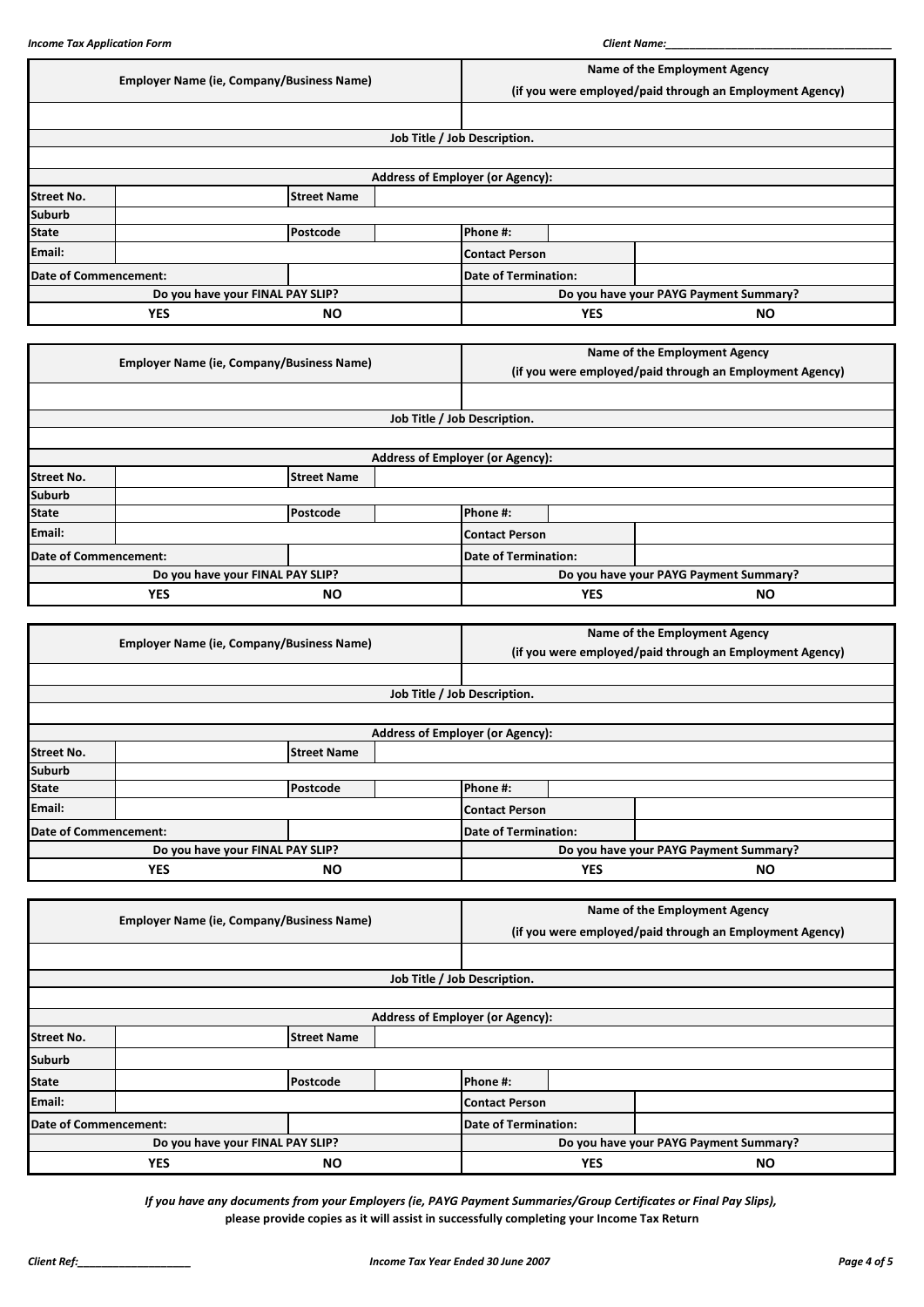| Employer Name (ie, Company/Business Name) | | | | Name of the Employment Agency (if you were employed/paid through an Employment Agency) | | |
|---|---|---|---|---|---|---|
| | | | | | | |
| Job Title / Job Description. | | | | | | |
| | | | | | | |
| Address of Employer (or Agency): | | | | | | |
| Street No. | | Street Name | | | | |
| Suburb | | | | | | |
| State | | Postcode | | Phone #: | | |
| Email: | | | | Contact Person | | |
| Date of Commencement: | | | | Date of Termination: | | |
| Do you have your FINAL PAY SLIP? | | | | Do you have your PAYG Payment Summary? | | |
| YES | | NO | | YES | | NO |

| Employer Name (ie, Company/Business Name) | | | | Name of the Employment Agency (if you were employed/paid through an Employment Agency) | | |
|---|---|---|---|---|---|---|
| | | | | | | |
| Job Title / Job Description. | | | | | | |
| | | | | | | |
| Address of Employer (or Agency): | | | | | | |
| Street No. | | Street Name | | | | |
| Suburb | | | | | | |
| State | | Postcode | | Phone #: | | |
| Email: | | | | Contact Person | | |
| Date of Commencement: | | | | Date of Termination: | | |
| Do you have your FINAL PAY SLIP? | | | | Do you have your PAYG Payment Summary? | | |
| YES | | NO | | YES | | NO |

| Employer Name (ie, Company/Business Name) | | | | Name of the Employment Agency (if you were employed/paid through an Employment Agency) | | |
|---|---|---|---|---|---|---|
| | | | | | | |
| Job Title / Job Description. | | | | | | |
| | | | | | | |
| Address of Employer (or Agency): | | | | | | |
| Street No. | | Street Name | | | | |
| Suburb | | | | | | |
| State | | Postcode | | Phone #: | | |
| Email: | | | | Contact Person | | |
| Date of Commencement: | | | | Date of Termination: | | |
| Do you have your FINAL PAY SLIP? | | | | Do you have your PAYG Payment Summary? | | |
| YES | | NO | | YES | | NO |

| Employer Name (ie, Company/Business Name) | | | | Name of the Employment Agency (if you were employed/paid through an Employment Agency) | | |
|---|---|---|---|---|---|---|
| | | | | | | |
| Job Title / Job Description. | | | | | | |
| | | | | | | |
| Address of Employer (or Agency): | | | | | | |
| Street No. | | Street Name | | | | |
| Suburb | | | | | | |
| State | | Postcode | | Phone #: | | |
| Email: | | | | Contact Person | | |
| Date of Commencement: | | | | Date of Termination: | | |
| Do you have your FINAL PAY SLIP? | | | | Do you have your PAYG Payment Summary? | | |
| YES | | NO | | YES | | NO |

*If you have any documents from your Employers (ie, PAYG Payment Summaries/Group Certificates or Final Pay Slips),*
**please provide copies as it will assist in successfully completing your Income Tax Return**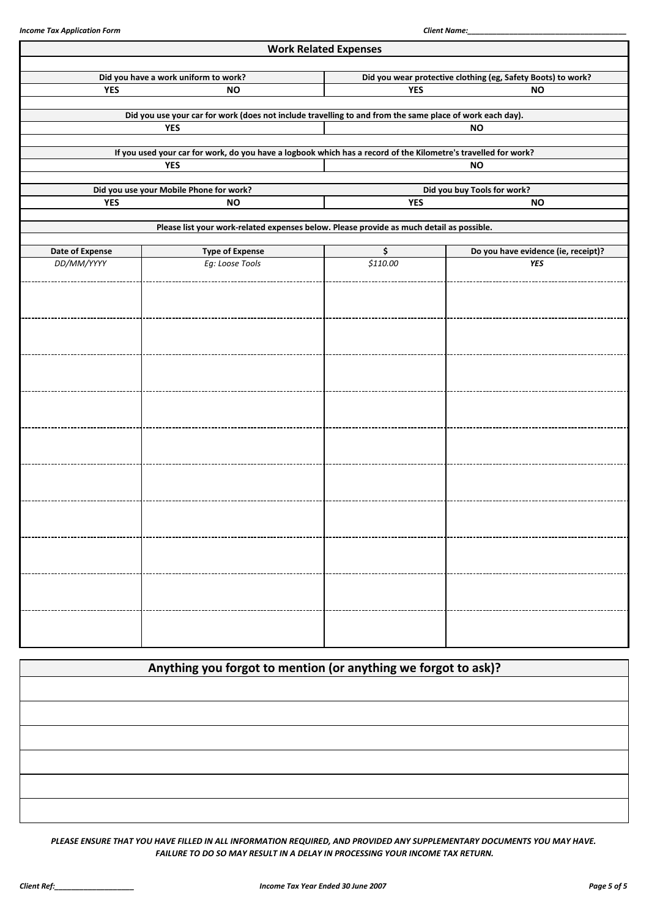## Work Related Expenses

| Did you have a work uniform to work? | | Did you wear protective clothing (eg, Safety Boots) to work? | |
|---|---|---|---|
| YES | NO | YES | NO |

| Did you use your car for work (does not include travelling to and from the same place of work each day). | |
|---|---|
| YES | NO |

| If you used your car for work, do you have a logbook which has a record of the Kilometre's travelled for work? | |
|---|---|
| YES | NO |

| Did you use your Mobile Phone for work? | | Did you buy Tools for work? | |
|---|---|---|---|
| YES | NO | YES | NO |

**Please list your work-related expenses below. Please provide as much detail as possible.**

| Date of Expense | Type of Expense | $ | Do you have evidence (ie, receipt)? |
|---|---|---|---|
| *DD/MM/YYYY* | *Eg: Loose Tools* | *$110.00* | ***YES*** |
| | | | |
| | | | |
| | | | |
| | | | |
| | | | |
| | | | |
| | | | |
| | | | |
| | | | |
| | | | |

## Anything you forgot to mention (or anything we forgot to ask)?

| |
|---|
| |
| |
| |
| |
| |
| |

***PLEASE ENSURE THAT YOU HAVE FILLED IN ALL INFORMATION REQUIRED, AND PROVIDED ANY SUPPLEMENTARY DOCUMENTS YOU MAY HAVE. FAILURE TO DO SO MAY RESULT IN A DELAY IN PROCESSING YOUR INCOME TAX RETURN.***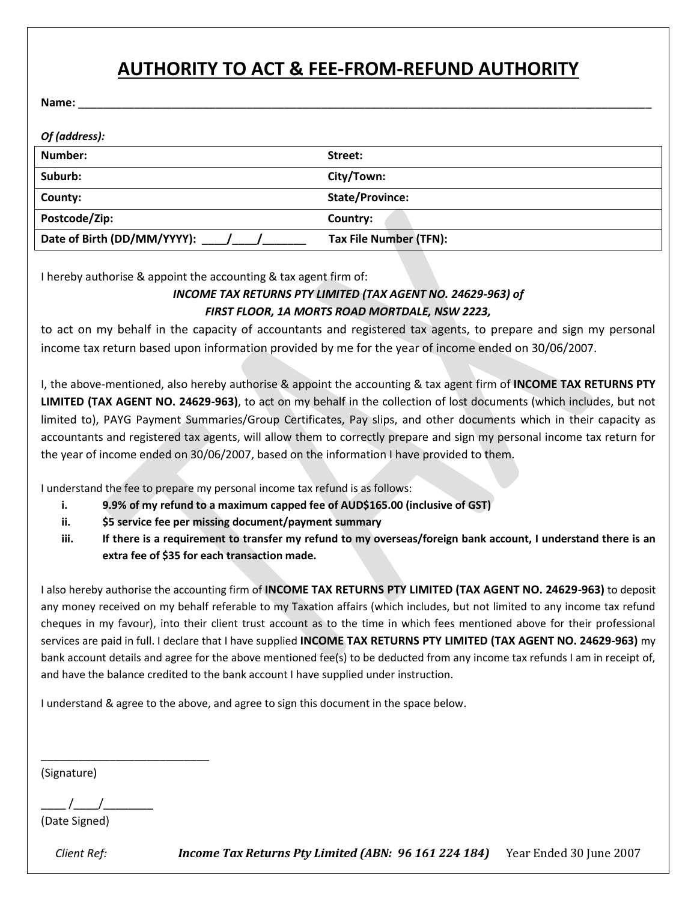# AUTHORITY TO ACT & FEE-FROM-REFUND AUTHORITY

**Name:** ____________________________________________________________________________________________

***Of (address):***

| **Number:** | **Street:** |
|---|---|
| **Suburb:** | **City/Town:** |
| **County:** | **State/Province:** |
| **Postcode/Zip:** | **Country:** |
| **Date of Birth (DD/MM/YYYY): ____/____/_______** | **Tax File Number (TFN):** |

I hereby authorise & appoint the accounting & tax agent firm of:

***INCOME TAX RETURNS PTY LIMITED (TAX AGENT NO. 24629-963) of***
***FIRST FLOOR, 1A MORTS ROAD MORTDALE, NSW 2223,***

to act on my behalf in the capacity of accountants and registered tax agents, to prepare and sign my personal income tax return based upon information provided by me for the year of income ended on 30/06/2007.

I, the above-mentioned, also hereby authorise & appoint the accounting & tax agent firm of **INCOME TAX RETURNS PTY LIMITED (TAX AGENT NO. 24629-963)**, to act on my behalf in the collection of lost documents (which includes, but not limited to), PAYG Payment Summaries/Group Certificates, Pay slips, and other documents which in their capacity as accountants and registered tax agents, will allow them to correctly prepare and sign my personal income tax return for the year of income ended on 30/06/2007, based on the information I have provided to them.

I understand the fee to prepare my personal income tax refund is as follows:

i. **9.9% of my refund to a maximum capped fee of AUD$165.00 (inclusive of GST)**
ii. **$5 service fee per missing document/payment summary**
iii. **If there is a requirement to transfer my refund to my overseas/foreign bank account, I understand there is an extra fee of $35 for each transaction made.**

I also hereby authorise the accounting firm of **INCOME TAX RETURNS PTY LIMITED (TAX AGENT NO. 24629-963)** to deposit any money received on my behalf referable to my Taxation affairs (which includes, but not limited to any income tax refund cheques in my favour), into their client trust account as to the time in which fees mentioned above for their professional services are paid in full. I declare that I have supplied **INCOME TAX RETURNS PTY LIMITED (TAX AGENT NO. 24629-963)** my bank account details and agree for the above mentioned fee(s) to be deducted from any income tax refunds I am in receipt of, and have the balance credited to the bank account I have supplied under instruction.

I understand & agree to the above, and agree to sign this document in the space below.

___________________________
(Signature)

____ /____/________
(Date Signed)

*Client Ref:* ***Income Tax Returns Pty Limited (ABN: 96 161 224 184)*** Year Ended 30 June 2007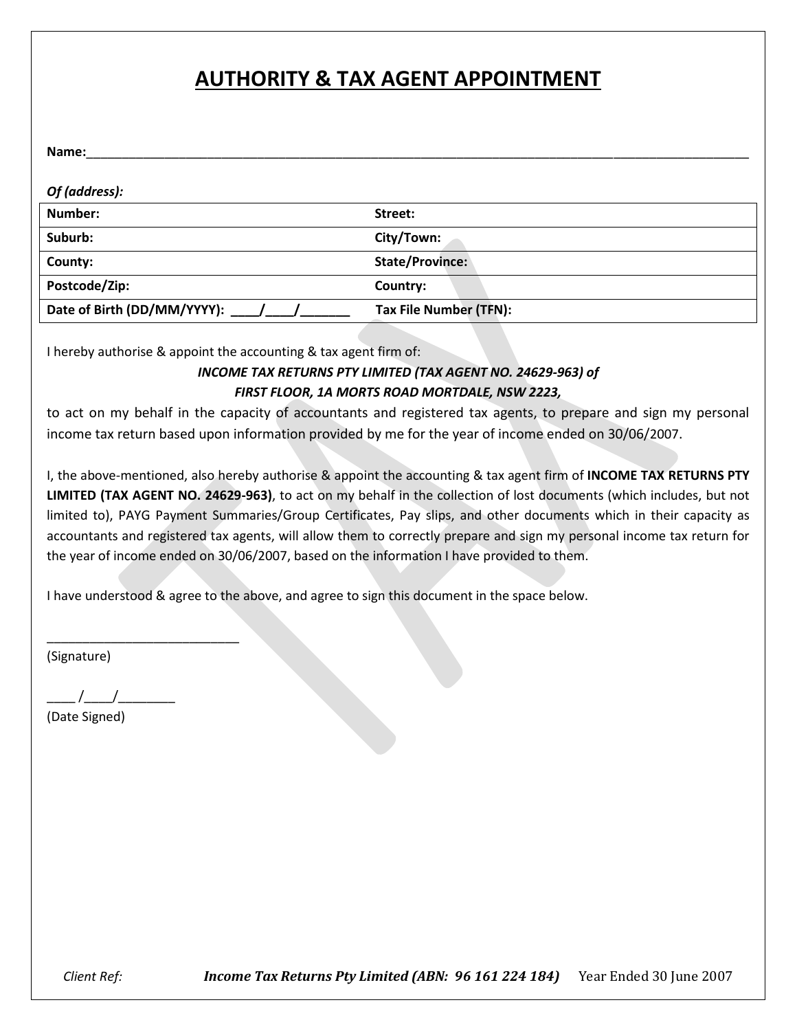# AUTHORITY & TAX AGENT APPOINTMENT

**Name:**\_\_\_\_\_\_\_\_\_\_\_\_\_\_\_\_\_\_\_\_\_\_\_\_\_\_\_\_\_\_\_\_\_\_\_\_\_\_\_\_\_\_\_\_\_\_\_\_\_\_\_\_\_\_\_\_\_\_\_\_\_\_\_\_\_\_\_\_\_\_\_\_\_\_\_\_\_\_\_\_\_\_\_\_\_\_\_\_\_\_\_\_

***Of (address):***

| | |
|---|---|
| **Number:** | **Street:** |
| **Suburb:** | **City/Town:** |
| **County:** | **State/Province:** |
| **Postcode/Zip:** | **Country:** |
| **Date of Birth (DD/MM/YYYY): \_\_\_\_/\_\_\_\_/\_\_\_\_\_\_\_** | **Tax File Number (TFN):** |

I hereby authorise & appoint the accounting & tax agent firm of:

***INCOME TAX RETURNS PTY LIMITED (TAX AGENT NO. 24629-963) of***
***FIRST FLOOR, 1A MORTS ROAD MORTDALE, NSW 2223,***

to act on my behalf in the capacity of accountants and registered tax agents, to prepare and sign my personal income tax return based upon information provided by me for the year of income ended on 30/06/2007.

I, the above-mentioned, also hereby authorise & appoint the accounting & tax agent firm of **INCOME TAX RETURNS PTY LIMITED (TAX AGENT NO. 24629-963)**, to act on my behalf in the collection of lost documents (which includes, but not limited to), PAYG Payment Summaries/Group Certificates, Pay slips, and other documents which in their capacity as accountants and registered tax agents, will allow them to correctly prepare and sign my personal income tax return for the year of income ended on 30/06/2007, based on the information I have provided to them.

I have understood & agree to the above, and agree to sign this document in the space below.

\_\_\_\_\_\_\_\_\_\_\_\_\_\_\_\_\_\_\_\_\_\_\_\_\_\_\_
(Signature)

\_\_\_\_ /\_\_\_\_/\_\_\_\_\_\_\_\_
(Date Signed)

*Client Ref:* ***Income Tax Returns Pty Limited (ABN: 96 161 224 184)*** Year Ended 30 June 2007